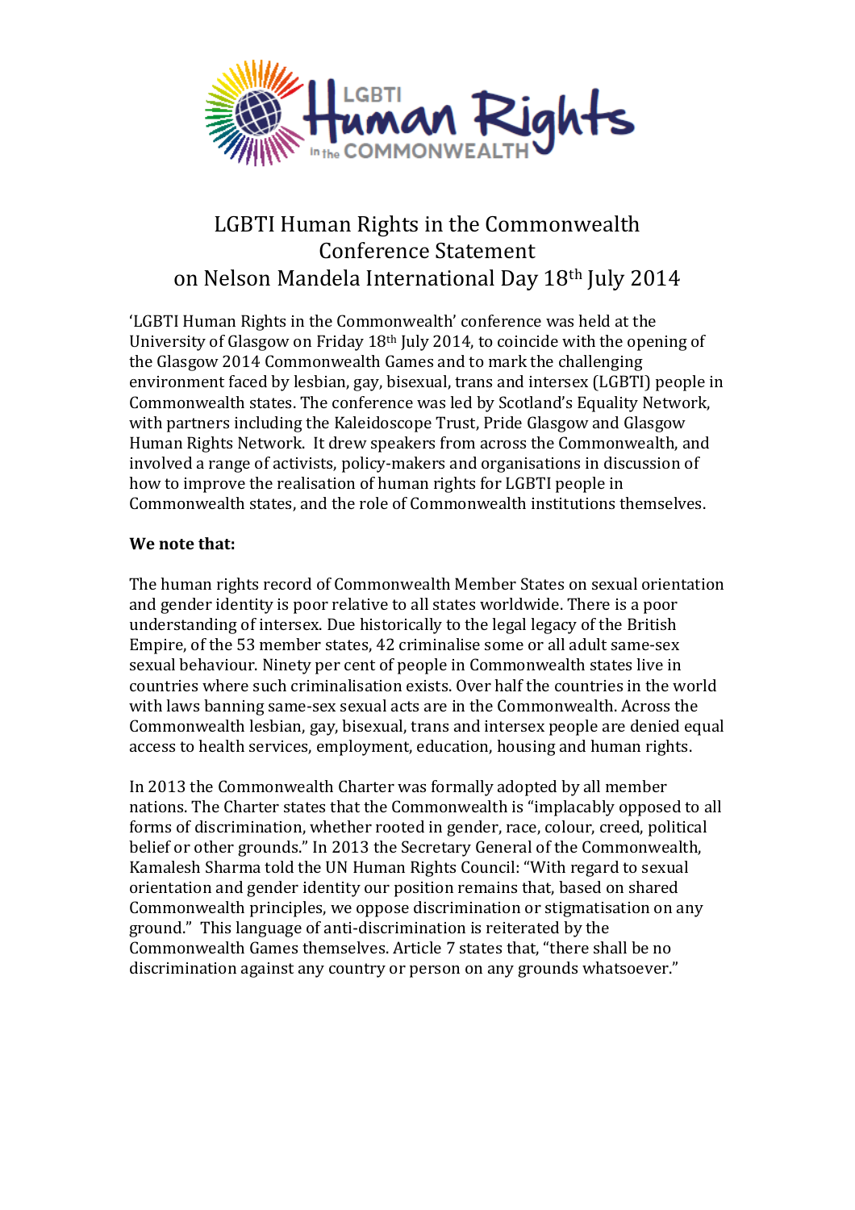# LGBTI Human Rights in the Commonwealth Conference Statement on Nelson Mandela International Day 18th July 2014

'LGBTI Human Rights in the Commonwealth' conference was held at the University of Glasgow on Friday 18th July 2014, to coincide with the opening of the Glasgow 2014 Commonwealth Games and to mark the challenging environment faced by lesbian, gay, bisexual, trans and intersex (LGBTI) people in Commonwealth states. The conference was led by Scotland's Equality Network, with partners including the Kaleidoscope Trust, Pride Glasgow and Glasgow Human Rights Network. It drew speakers from across the Commonwealth, and involved a range of activists, policy-makers and organisations in discussion of how to improve the realisation of human rights for LGBTI people in Commonwealth states, and the role of Commonwealth institutions themselves.

**We note that:**

The human rights record of Commonwealth Member States on sexual orientation and gender identity is poor relative to all states worldwide. There is a poor understanding of intersex. Due historically to the legal legacy of the British Empire, of the 53 member states, 42 criminalise some or all adult same-sex sexual behaviour. Ninety per cent of people in Commonwealth states live in countries where such criminalisation exists. Over half the countries in the world with laws banning same-sex sexual acts are in the Commonwealth. Across the Commonwealth lesbian, gay, bisexual, trans and intersex people are denied equal access to health services, employment, education, housing and human rights.

In 2013 the Commonwealth Charter was formally adopted by all member nations. The Charter states that the Commonwealth is "implacably opposed to all forms of discrimination, whether rooted in gender, race, colour, creed, political belief or other grounds." In 2013 the Secretary General of the Commonwealth, Kamalesh Sharma told the UN Human Rights Council: "With regard to sexual orientation and gender identity our position remains that, based on shared Commonwealth principles, we oppose discrimination or stigmatisation on any ground." This language of anti-discrimination is reiterated by the Commonwealth Games themselves. Article 7 states that, "there shall be no discrimination against any country or person on any grounds whatsoever."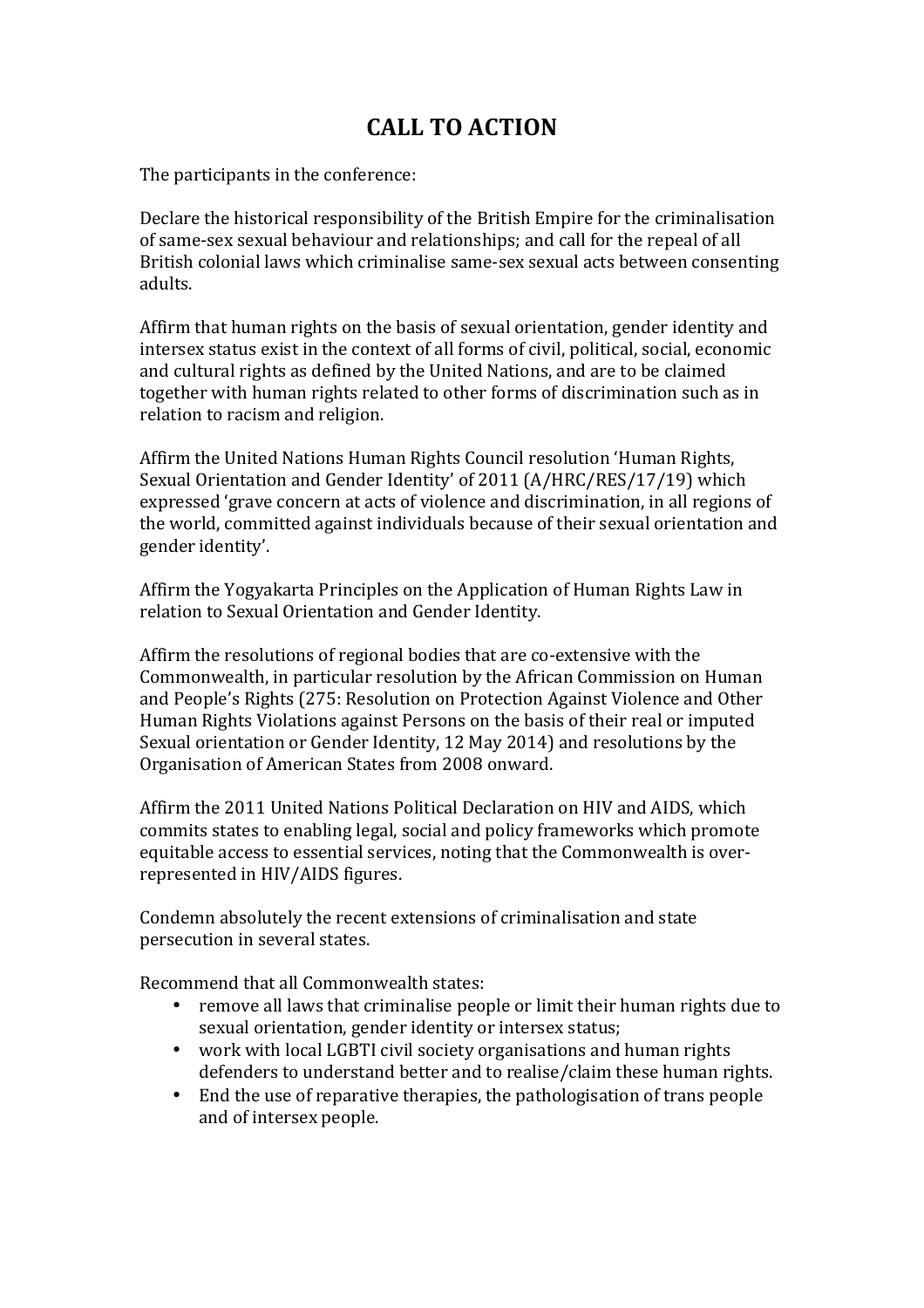# CALL TO ACTION

The participants in the conference:

Declare the historical responsibility of the British Empire for the criminalisation of same-sex sexual behaviour and relationships; and call for the repeal of all British colonial laws which criminalise same-sex sexual acts between consenting adults.

Affirm that human rights on the basis of sexual orientation, gender identity and intersex status exist in the context of all forms of civil, political, social, economic and cultural rights as defined by the United Nations, and are to be claimed together with human rights related to other forms of discrimination such as in relation to racism and religion.

Affirm the United Nations Human Rights Council resolution 'Human Rights, Sexual Orientation and Gender Identity' of 2011 (A/HRC/RES/17/19) which expressed 'grave concern at acts of violence and discrimination, in all regions of the world, committed against individuals because of their sexual orientation and gender identity'.

Affirm the Yogyakarta Principles on the Application of Human Rights Law in relation to Sexual Orientation and Gender Identity.

Affirm the resolutions of regional bodies that are co-extensive with the Commonwealth, in particular resolution by the African Commission on Human and People's Rights (275: Resolution on Protection Against Violence and Other Human Rights Violations against Persons on the basis of their real or imputed Sexual orientation or Gender Identity, 12 May 2014) and resolutions by the Organisation of American States from 2008 onward.

Affirm the 2011 United Nations Political Declaration on HIV and AIDS, which commits states to enabling legal, social and policy frameworks which promote equitable access to essential services, noting that the Commonwealth is over-represented in HIV/AIDS figures.

Condemn absolutely the recent extensions of criminalisation and state persecution in several states.

Recommend that all Commonwealth states:

- remove all laws that criminalise people or limit their human rights due to sexual orientation, gender identity or intersex status;
- work with local LGBTI civil society organisations and human rights defenders to understand better and to realise/claim these human rights.
- End the use of reparative therapies, the pathologisation of trans people and of intersex people.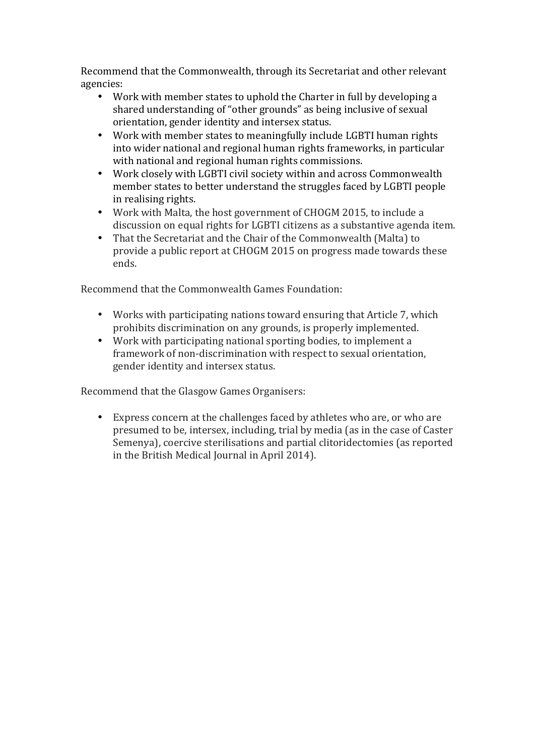Recommend that the Commonwealth, through its Secretariat and other relevant agencies:

- Work with member states to uphold the Charter in full by developing a shared understanding of "other grounds" as being inclusive of sexual orientation, gender identity and intersex status.
- Work with member states to meaningfully include LGBTI human rights into wider national and regional human rights frameworks, in particular with national and regional human rights commissions.
- Work closely with LGBTI civil society within and across Commonwealth member states to better understand the struggles faced by LGBTI people in realising rights.
- Work with Malta, the host government of CHOGM 2015, to include a discussion on equal rights for LGBTI citizens as a substantive agenda item.
- That the Secretariat and the Chair of the Commonwealth (Malta) to provide a public report at CHOGM 2015 on progress made towards these ends.

Recommend that the Commonwealth Games Foundation:

- Works with participating nations toward ensuring that Article 7, which prohibits discrimination on any grounds, is properly implemented.
- Work with participating national sporting bodies, to implement a framework of non-discrimination with respect to sexual orientation, gender identity and intersex status.

Recommend that the Glasgow Games Organisers:

- Express concern at the challenges faced by athletes who are, or who are presumed to be, intersex, including, trial by media (as in the case of Caster Semenya), coercive sterilisations and partial clitoridectomies (as reported in the British Medical Journal in April 2014).